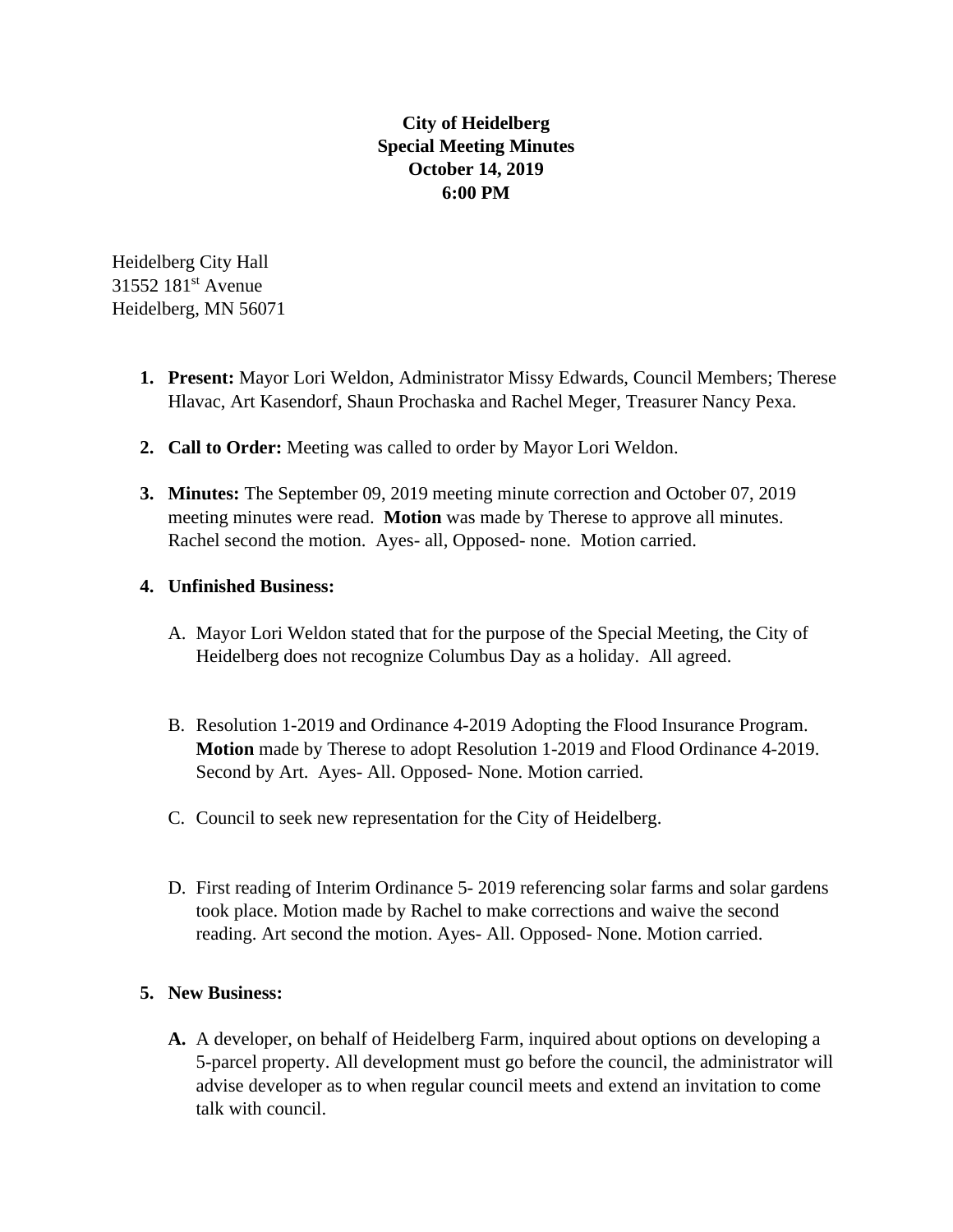**City of Heidelberg**
**Special Meeting Minutes**
**October 14, 2019**
**6:00 PM**

Heidelberg City Hall
31552 181st Avenue
Heidelberg, MN 56071

1. **Present:** Mayor Lori Weldon, Administrator Missy Edwards, Council Members; Therese Hlavac, Art Kasendorf, Shaun Prochaska and Rachel Meger, Treasurer Nancy Pexa.

2. **Call to Order:** Meeting was called to order by Mayor Lori Weldon.

3. **Minutes:** The September 09, 2019 meeting minute correction and October 07, 2019 meeting minutes were read. **Motion** was made by Therese to approve all minutes. Rachel second the motion. Ayes- all, Opposed- none. Motion carried.

4. **Unfinished Business:**

   A. Mayor Lori Weldon stated that for the purpose of the Special Meeting, the City of Heidelberg does not recognize Columbus Day as a holiday. All agreed.

   B. Resolution 1-2019 and Ordinance 4-2019 Adopting the Flood Insurance Program. **Motion** made by Therese to adopt Resolution 1-2019 and Flood Ordinance 4-2019. Second by Art. Ayes- All. Opposed- None. Motion carried.

   C. Council to seek new representation for the City of Heidelberg.

   D. First reading of Interim Ordinance 5- 2019 referencing solar farms and solar gardens took place. Motion made by Rachel to make corrections and waive the second reading. Art second the motion. Ayes- All. Opposed- None. Motion carried.

5. **New Business:**

   **A.** A developer, on behalf of Heidelberg Farm, inquired about options on developing a 5-parcel property. All development must go before the council, the administrator will advise developer as to when regular council meets and extend an invitation to come talk with council.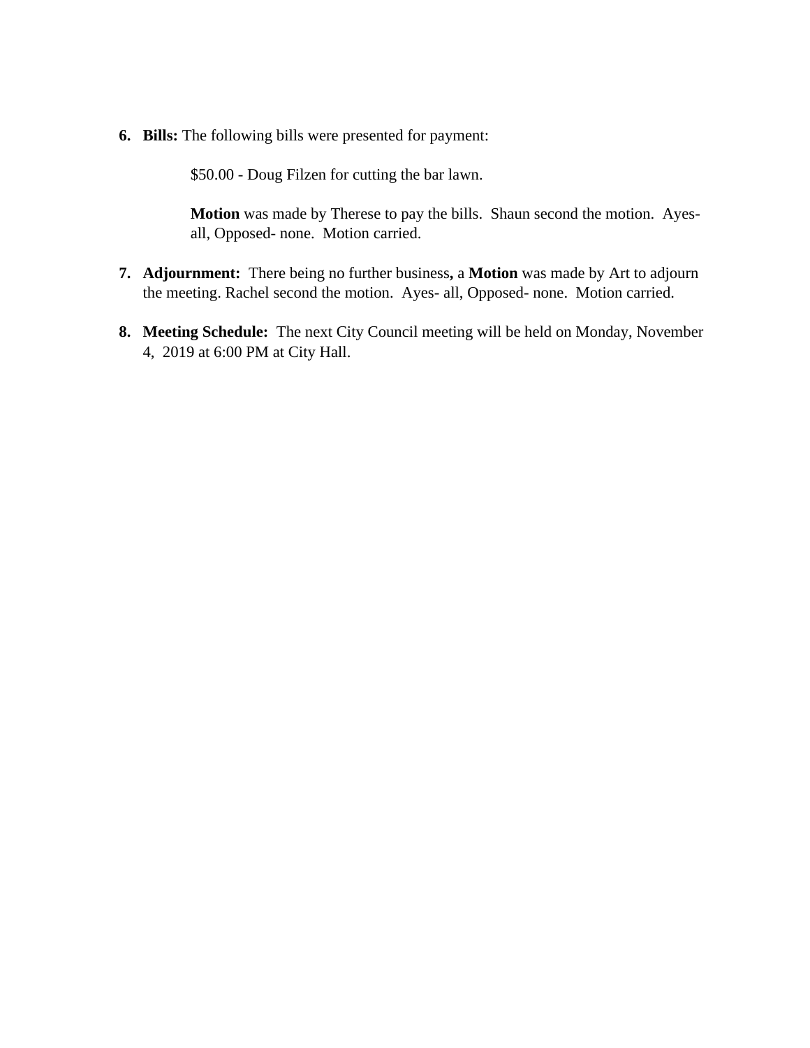6. **Bills:** The following bills were presented for payment:

   $50.00 - Doug Filzen for cutting the bar lawn.

   **Motion** was made by Therese to pay the bills.  Shaun second the motion.  Ayes- all, Opposed- none.  Motion carried.

7. **Adjournment:** There being no further business**,** a **Motion** was made by Art to adjourn the meeting. Rachel second the motion.  Ayes- all, Opposed- none.  Motion carried.

8. **Meeting Schedule:** The next City Council meeting will be held on Monday, November 4,  2019 at 6:00 PM at City Hall.